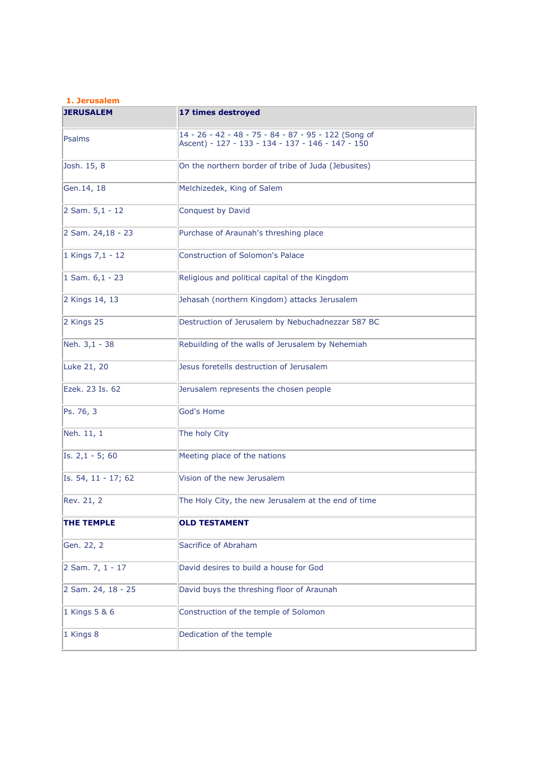### 1. Jerusalem

| JERUSALEM | 17 times destroyed |
|---|---|
| Psalms | 14 - 26 - 42 - 48 - 75 - 84 - 87 - 95 - 122 (Song of Ascent) - 127 - 133 - 134 - 137 - 146 - 147 - 150 |
| Josh. 15, 8 | On the northern border of tribe of Juda (Jebusites) |
| Gen.14, 18 | Melchizedek, King of Salem |
| 2 Sam. 5,1 - 12 | Conquest by David |
| 2 Sam. 24,18 - 23 | Purchase of Araunah's threshing place |
| 1 Kings 7,1 - 12 | Construction of Solomon's Palace |
| 1 Sam. 6,1 - 23 | Religious and political capital of the Kingdom |
| 2 Kings 14, 13 | Jehasah (northern Kingdom) attacks Jerusalem |
| 2 Kings 25 | Destruction of Jerusalem by Nebuchadnezzar 587 BC |
| Neh. 3,1 - 38 | Rebuilding of the walls of Jerusalem by Nehemiah |
| Luke 21, 20 | Jesus foretells destruction of Jerusalem |
| Ezek. 23 Is. 62 | Jerusalem represents the chosen people |
| Ps. 76, 3 | God's Home |
| Neh. 11, 1 | The holy City |
| Is. 2,1 - 5; 60 | Meeting place of the nations |
| Is. 54, 11 - 17; 62 | Vision of the new Jerusalem |
| Rev. 21, 2 | The Holy City, the new Jerusalem at the end of time |
| **THE TEMPLE** | **OLD TESTAMENT** |
| Gen. 22, 2 | Sacrifice of Abraham |
| 2 Sam. 7, 1 - 17 | David desires to build a house for God |
| 2 Sam. 24, 18 - 25 | David buys the threshing floor of Araunah |
| 1 Kings 5 & 6 | Construction of the temple of Solomon |
| 1 Kings 8 | Dedication of the temple |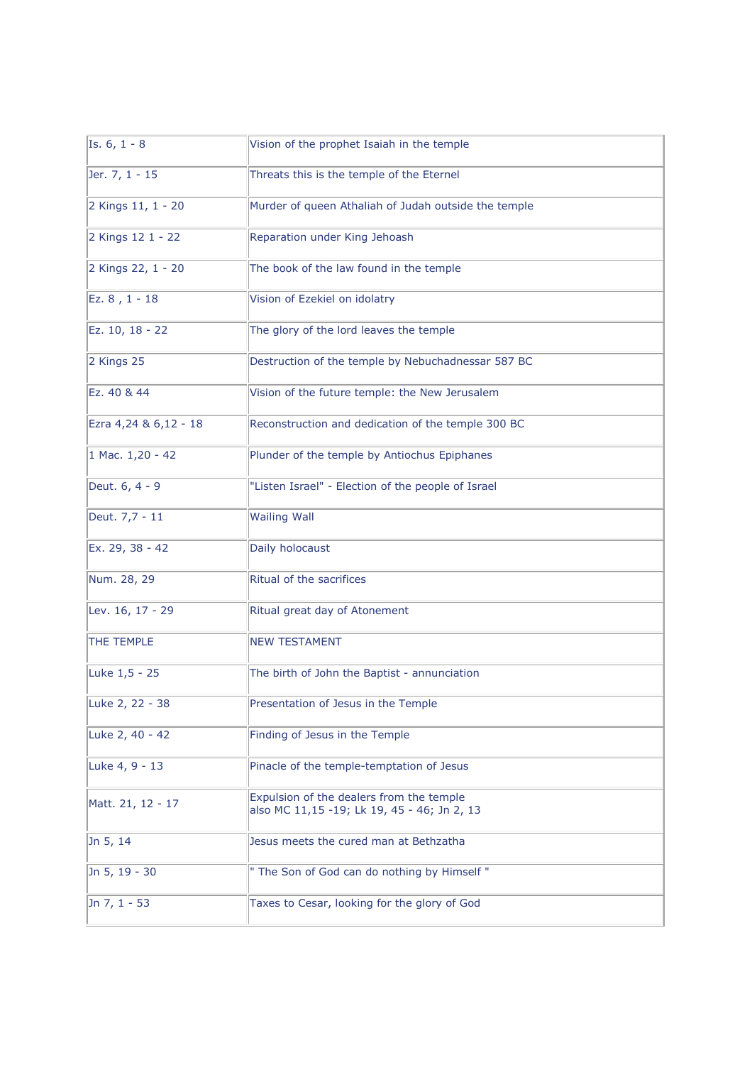| | |
|---|---|
| Is. 6, 1 - 8 | Vision of the prophet Isaiah in the temple |
| Jer. 7, 1 - 15 | Threats this is the temple of the Eternel |
| 2 Kings 11, 1 - 20 | Murder of queen Athaliah of Judah outside the temple |
| 2 Kings 12 1 - 22 | Reparation under King Jehoash |
| 2 Kings 22, 1 - 20 | The book of the law found in the temple |
| Ez. 8 , 1 - 18 | Vision of Ezekiel on idolatry |
| Ez. 10, 18 - 22 | The glory of the lord leaves the temple |
| 2 Kings 25 | Destruction of the temple by Nebuchadnessar 587 BC |
| Ez. 40 & 44 | Vision of the future temple: the New Jerusalem |
| Ezra 4,24 & 6,12 - 18 | Reconstruction and dedication of the temple 300 BC |
| 1 Mac. 1,20 - 42 | Plunder of the temple by Antiochus Epiphanes |
| Deut. 6, 4 - 9 | "Listen Israel" - Election of the people of Israel |
| Deut. 7,7 - 11 | Wailing Wall |
| Ex. 29, 38 - 42 | Daily holocaust |
| Num. 28, 29 | Ritual of the sacrifices |
| Lev. 16, 17 - 29 | Ritual great day of Atonement |
| THE TEMPLE | NEW TESTAMENT |
| Luke 1,5 - 25 | The birth of John the Baptist - annunciation |
| Luke 2, 22 - 38 | Presentation of Jesus in the Temple |
| Luke 2, 40 - 42 | Finding of Jesus in the Temple |
| Luke 4, 9 - 13 | Pinacle of the temple-temptation of Jesus |
| Matt. 21, 12 - 17 | Expulsion of the dealers from the temple<br>also MC 11,15 -19; Lk 19, 45 - 46; Jn 2, 13 |
| Jn 5, 14 | Jesus meets the cured man at Bethzatha |
| Jn 5, 19 - 30 | " The Son of God can do nothing by Himself " |
| Jn 7, 1 - 53 | Taxes to Cesar, looking for the glory of God |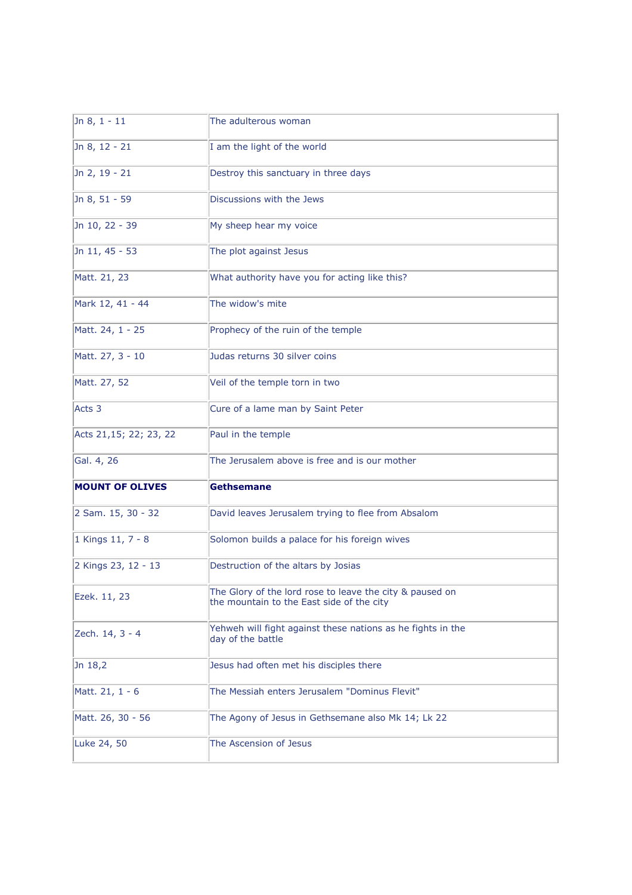| Jn 8, 1 - 11 | The adulterous woman |
|---|---|
| Jn 8, 12 - 21 | I am the light of the world |
| Jn 2, 19 - 21 | Destroy this sanctuary in three days |
| Jn 8, 51 - 59 | Discussions with the Jews |
| Jn 10, 22 - 39 | My sheep hear my voice |
| Jn 11, 45 - 53 | The plot against Jesus |
| Matt. 21, 23 | What authority have you for acting like this? |
| Mark 12, 41 - 44 | The widow's mite |
| Matt. 24, 1 - 25 | Prophecy of the ruin of the temple |
| Matt. 27, 3 - 10 | Judas returns 30 silver coins |
| Matt. 27, 52 | Veil of the temple torn in two |
| Acts 3 | Cure of a lame man by Saint Peter |
| Acts 21,15; 22; 23, 22 | Paul in the temple |
| Gal. 4, 26 | The Jerusalem above is free and is our mother |
| **MOUNT OF OLIVES** | **Gethsemane** |
| 2 Sam. 15, 30 - 32 | David leaves Jerusalem trying to flee from Absalom |
| 1 Kings 11, 7 - 8 | Solomon builds a palace for his foreign wives |
| 2 Kings 23, 12 - 13 | Destruction of the altars by Josias |
| Ezek. 11, 23 | The Glory of the lord rose to leave the city & paused on the mountain to the East side of the city |
| Zech. 14, 3 - 4 | Yehweh will fight against these nations as he fights in the day of the battle |
| Jn 18,2 | Jesus had often met his disciples there |
| Matt. 21, 1 - 6 | The Messiah enters Jerusalem "Dominus Flevit" |
| Matt. 26, 30 - 56 | The Agony of Jesus in Gethsemane also Mk 14; Lk 22 |
| Luke 24, 50 | The Ascension of Jesus |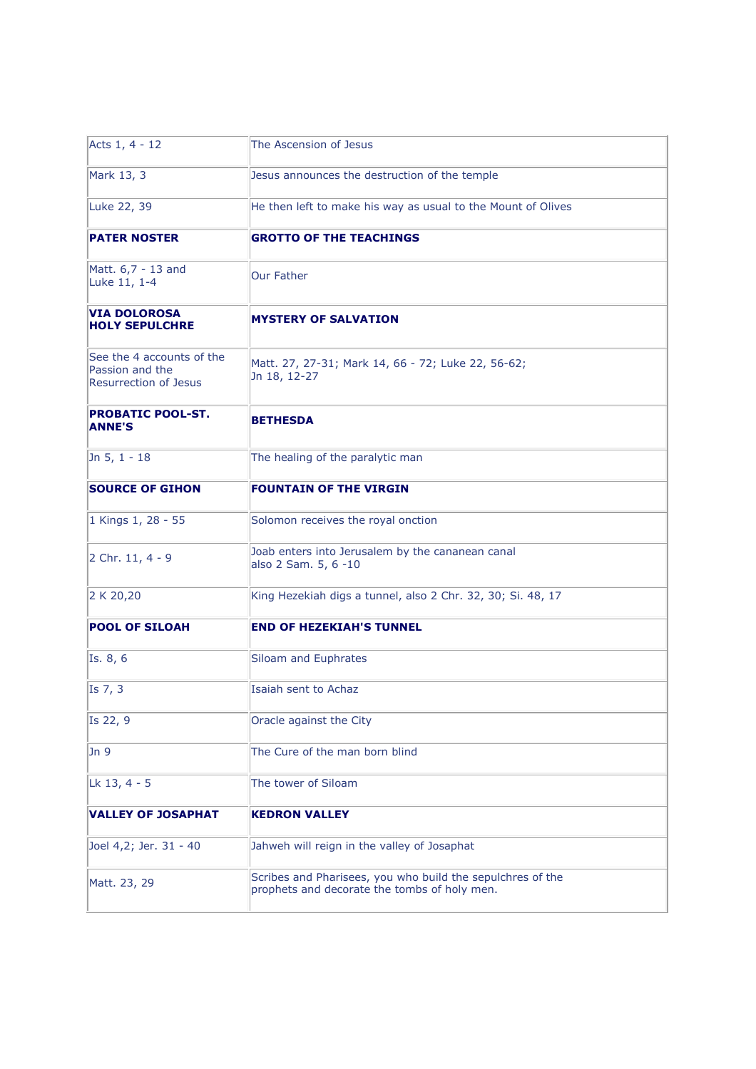| Acts 1, 4 - 12 | The Ascension of Jesus |
|---|---|
| Mark 13, 3 | Jesus announces the destruction of the temple |
| Luke 22, 39 | He then left to make his way as usual to the Mount of Olives |
| **PATER NOSTER** | **GROTTO OF THE TEACHINGS** |
| Matt. 6,7 - 13 and<br>Luke 11, 1-4 | Our Father |
| **VIA DOLOROSA<br>HOLY SEPULCHRE** | **MYSTERY OF SALVATION** |
| See the 4 accounts of the Passion and the Resurrection of Jesus | Matt. 27, 27-31; Mark 14, 66 - 72; Luke 22, 56-62;<br>Jn 18, 12-27 |
| **PROBATIC POOL-ST. ANNE'S** | **BETHESDA** |
| Jn 5, 1 - 18 | The healing of the paralytic man |
| **SOURCE OF GIHON** | **FOUNTAIN OF THE VIRGIN** |
| 1 Kings 1, 28 - 55 | Solomon receives the royal onction |
| 2 Chr. 11, 4 - 9 | Joab enters into Jerusalem by the cananean canal<br>also 2 Sam. 5, 6 -10 |
| 2 K 20,20 | King Hezekiah digs a tunnel, also 2 Chr. 32, 30; Si. 48, 17 |
| **POOL OF SILOAH** | **END OF HEZEKIAH'S TUNNEL** |
| Is. 8, 6 | Siloam and Euphrates |
| Is 7, 3 | Isaiah sent to Achaz |
| Is 22, 9 | Oracle against the City |
| Jn 9 | The Cure of the man born blind |
| Lk 13, 4 - 5 | The tower of Siloam |
| **VALLEY OF JOSAPHAT** | **KEDRON VALLEY** |
| Joel 4,2; Jer. 31 - 40 | Jahweh will reign in the valley of Josaphat |
| Matt. 23, 29 | Scribes and Pharisees, you who build the sepulchres of the prophets and decorate the tombs of holy men. |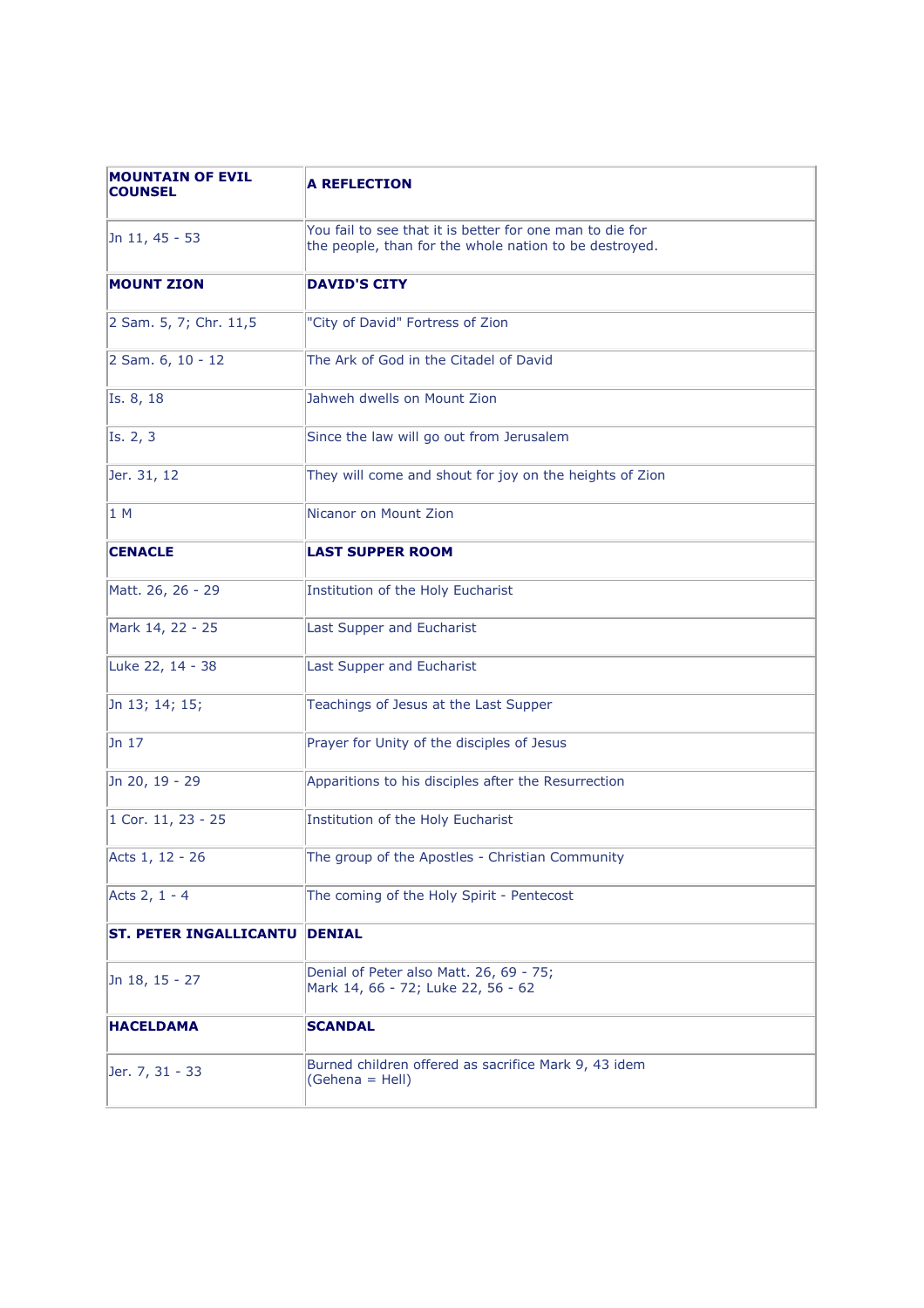| **MOUNTAIN OF EVIL COUNSEL** | **A REFLECTION** |
|---|---|
| Jn 11, 45 - 53 | You fail to see that it is better for one man to die for the people, than for the whole nation to be destroyed. |
| **MOUNT ZION** | **DAVID'S CITY** |
| 2 Sam. 5, 7; Chr. 11,5 | "City of David" Fortress of Zion |
| 2 Sam. 6, 10 - 12 | The Ark of God in the Citadel of David |
| Is. 8, 18 | Jahweh dwells on Mount Zion |
| Is. 2, 3 | Since the law will go out from Jerusalem |
| Jer. 31, 12 | They will come and shout for joy on the heights of Zion |
| 1 M | Nicanor on Mount Zion |
| **CENACLE** | **LAST SUPPER ROOM** |
| Matt. 26, 26 - 29 | Institution of the Holy Eucharist |
| Mark 14, 22 - 25 | Last Supper and Eucharist |
| Luke 22, 14 - 38 | Last Supper and Eucharist |
| Jn 13; 14; 15; | Teachings of Jesus at the Last Supper |
| Jn 17 | Prayer for Unity of the disciples of Jesus |
| Jn 20, 19 - 29 | Apparitions to his disciples after the Resurrection |
| 1 Cor. 11, 23 - 25 | Institution of the Holy Eucharist |
| Acts 1, 12 - 26 | The group of the Apostles - Christian Community |
| Acts 2, 1 - 4 | The coming of the Holy Spirit - Pentecost |
| **ST. PETER INGALLICANTU** | **DENIAL** |
| Jn 18, 15 - 27 | Denial of Peter also Matt. 26, 69 - 75; Mark 14, 66 - 72; Luke 22, 56 - 62 |
| **HACELDAMA** | **SCANDAL** |
| Jer. 7, 31 - 33 | Burned children offered as sacrifice Mark 9, 43 idem (Gehena = Hell) |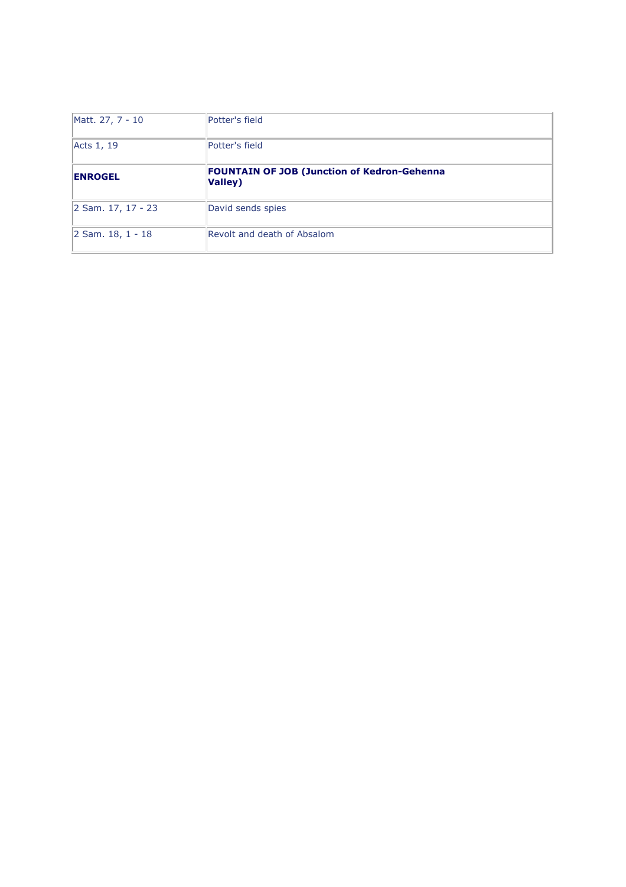| | |
|---|---|
| Matt. 27, 7 - 10 | Potter's field |
| Acts 1, 19 | Potter's field |
| **ENROGEL** | **FOUNTAIN OF JOB (Junction of Kedron-Gehenna Valley)** |
| 2 Sam. 17, 17 - 23 | David sends spies |
| 2 Sam. 18, 1 - 18 | Revolt and death of Absalom |